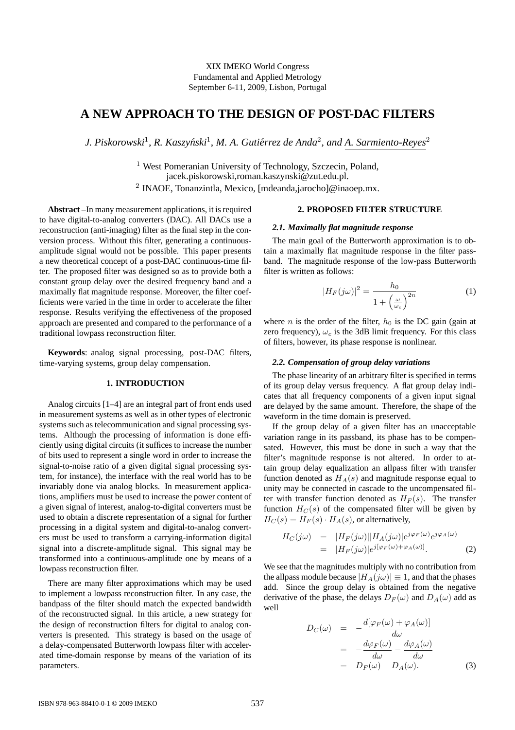XIX IMEKO World Congress
Fundamental and Applied Metrology
September 6-11, 2009, Lisbon, Portugal

# A NEW APPROACH TO THE DESIGN OF POST-DAC FILTERS

*J. Piskorowski[1], R. Kaszyński[1], M. A. Gutiérrez de Anda[2], and A. Sarmiento-Reyes[2]*

[1] West Pomeranian University of Technology, Szczecin, Poland, jacek.piskorowski,roman.kaszynski@zut.edu.pl.
[2] INAOE, Tonanzintla, Mexico, [mdeanda,jarocho]@inaoep.mx.

**Abstract** –In many measurement applications, it is required to have digital-to-analog converters (DAC). All DACs use a reconstruction (anti-imaging) filter as the final step in the conversion process. Without this filter, generating a continuous-amplitude signal would not be possible. This paper presents a new theoretical concept of a post-DAC continuous-time filter. The proposed filter was designed so as to provide both a constant group delay over the desired frequency band and a maximally flat magnitude response. Moreover, the filter coefficients were varied in the time in order to accelerate the filter response. Results verifying the effectiveness of the proposed approach are presented and compared to the performance of a traditional lowpass reconstruction filter.

**Keywords**: analog signal processing, post-DAC filters, time-varying systems, group delay compensation.

## 1. INTRODUCTION

Analog circuits [1–4] are an integral part of front ends used in measurement systems as well as in other types of electronic systems such as telecommunication and signal processing systems. Although the processing of information is done efficiently using digital circuits (it suffices to increase the number of bits used to represent a single word in order to increase the signal-to-noise ratio of a given digital signal processing system, for instance), the interface with the real world has to be invariably done via analog blocks. In measurement applications, amplifiers must be used to increase the power content of a given signal of interest, analog-to-digital converters must be used to obtain a discrete representation of a signal for further processing in a digital system and digital-to-analog converters must be used to transform a carrying-information digital signal into a discrete-amplitude signal. This signal may be transformed into a continuous-amplitude one by means of a lowpass reconstruction filter.

There are many filter approximations which may be used to implement a lowpass reconstruction filter. In any case, the bandpass of the filter should match the expected bandwidth of the reconstructed signal. In this article, a new strategy for the design of reconstruction filters for digital to analog converters is presented. This strategy is based on the usage of a delay-compensated Butterworth lowpass filter with accelerated time-domain response by means of the variation of its parameters.

## 2. PROPOSED FILTER STRUCTURE

### 2.1. Maximally flat magnitude response

The main goal of the Butterworth approximation is to obtain a maximally flat magnitude response in the filter passband. The magnitude response of the low-pass Butterworth filter is written as follows:

$$|H_F(j\omega)|^2 = \frac{h_0}{1 + \left(\frac{\omega}{\omega_c}\right)^{2n}} \tag{1}$$

where $n$ is the order of the filter, $h_0$ is the DC gain (gain at zero frequency), $\omega_c$ is the 3dB limit frequency. For this class of filters, however, its phase response is nonlinear.

### 2.2. Compensation of group delay variations

The phase linearity of an arbitrary filter is specified in terms of its group delay versus frequency. A flat group delay indicates that all frequency components of a given input signal are delayed by the same amount. Therefore, the shape of the waveform in the time domain is preserved.

If the group delay of a given filter has an unacceptable variation range in its passband, its phase has to be compensated. However, this must be done in such a way that the filter's magnitude response is not altered. In order to attain group delay equalization an allpass filter with transfer function denoted as $H_A(s)$ and magnitude response equal to unity may be connected in cascade to the uncompensated filter with transfer function denoted as $H_F(s)$. The transfer function $H_C(s)$ of the compensated filter will be given by $H_C(s) = H_F(s) \cdot H_A(s)$, or alternatively,

$$\begin{aligned} H_C(j\omega) &= |H_F(j\omega)||H_A(j\omega)|e^{j\varphi_F(\omega)}e^{j\varphi_A(\omega)} \\ &= |H_F(j\omega)|e^{j[\varphi_F(\omega)+\varphi_A(\omega)]}. \end{aligned} \tag{2}$$

We see that the magnitudes multiply with no contribution from the allpass module because $|H_A(j\omega)| \equiv 1$, and that the phases add. Since the group delay is obtained from the negative derivative of the phase, the delays $D_F(\omega)$ and $D_A(\omega)$ add as well

$$\begin{aligned} D_C(\omega) &= -\frac{d[\varphi_F(\omega) + \varphi_A(\omega)]}{d\omega} \\ &= -\frac{d\varphi_F(\omega)}{d\omega} - \frac{d\varphi_A(\omega)}{d\omega} \\ &= D_F(\omega) + D_A(\omega). \end{aligned} \tag{3}$$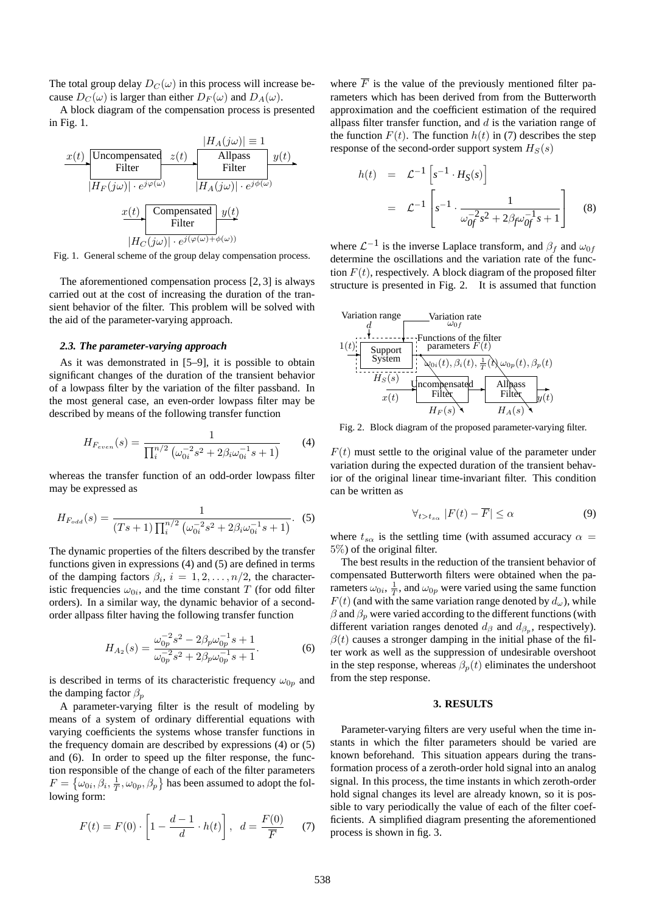The total group delay $D_C(\omega)$ in this process will increase because $D_C(\omega)$ is larger than either $D_F(\omega)$ and $D_A(\omega)$.

A block diagram of the compensation process is presented in Fig. 1.

Fig. 1. General scheme of the group delay compensation process.

The aforementioned compensation process [2, 3] is always carried out at the cost of increasing the duration of the transient behavior of the filter. This problem will be solved with the aid of the parameter-varying approach.

### 2.3. The parameter-varying approach

As it was demonstrated in [5–9], it is possible to obtain significant changes of the duration of the transient behavior of a lowpass filter by the variation of the filter passband. In the most general case, an even-order lowpass filter may be described by means of the following transfer function

$$H_{F_{even}}(s) = \frac{1}{\prod_i^{n/2}\left(\omega_{0i}^{-2}s^2 + 2\beta_i\omega_{0i}^{-1}s + 1\right)} \tag{4}$$

whereas the transfer function of an odd-order lowpass filter may be expressed as

$$H_{F_{odd}}(s) = \frac{1}{(Ts+1)\prod_i^{n/2}\left(\omega_{0i}^{-2}s^2 + 2\beta_i\omega_{0i}^{-1}s + 1\right)}. \tag{5}$$

The dynamic properties of the filters described by the transfer functions given in expressions (4) and (5) are defined in terms of the damping factors $\beta_i$, $i = 1, 2, \ldots, n/2$, the characteristic frequencies $\omega_{0i}$, and the time constant $T$ (for odd filter orders). In a similar way, the dynamic behavior of a second-order allpass filter having the following transfer function

$$H_{A_2}(s) = \frac{\omega_{0p}^{-2}s^2 - 2\beta_p\omega_{0p}^{-1}s + 1}{\omega_{0p}^{-2}s^2 + 2\beta_p\omega_{0p}^{-1}s + 1}. \tag{6}$$

is described in terms of its characteristic frequency $\omega_{0p}$ and the damping factor $\beta_p$

A parameter-varying filter is the result of modeling by means of a system of ordinary differential equations with varying coefficients the systems whose transfer functions in the frequency domain are described by expressions (4) or (5) and (6). In order to speed up the filter response, the function responsible of the change of each of the filter parameters $F = \left\{\omega_{0i}, \beta_i, \frac{1}{T}, \omega_{0p}, \beta_p\right\}$ has been assumed to adopt the following form:

$$F(t) = F(0)\cdot\left[1 - \frac{d-1}{d}\cdot h(t)\right], \quad d = \frac{F(0)}{\overline{F}} \tag{7}$$

where $\overline{F}$ is the value of the previously mentioned filter parameters which has been derived from from the Butterworth approximation and the coefficient estimation of the required allpass filter transfer function, and $d$ is the variation range of the function $F(t)$. The function $h(t)$ in (7) describes the step response of the second-order support system $H_S(s)$

$$\begin{aligned} h(t) &= \mathcal{L}^{-1}\left[s^{-1}\cdot H_S(s)\right] \\ &= \mathcal{L}^{-1}\left[s^{-1}\cdot\frac{1}{\omega_{0f}^{-2}s^2 + 2\beta_f\omega_{0f}^{-1}s + 1}\right] \end{aligned} \tag{8}$$

where $\mathcal{L}^{-1}$ is the inverse Laplace transform, and $\beta_f$ and $\omega_{0f}$ determine the oscillations and the variation rate of the function $F(t)$, respectively. A block diagram of the proposed filter structure is presented in Fig. 2. It is assumed that function

Fig. 2. Block diagram of the proposed parameter-varying filter.

$F(t)$ must settle to the original value of the parameter under variation during the expected duration of the transient behavior of the original linear time-invariant filter. This condition can be written as

$$\forall_{t>t_{s\alpha}}\ |F(t) - \overline{F}| \leq \alpha \tag{9}$$

where $t_{s\alpha}$ is the settling time (with assumed accuracy $\alpha = 5\%$) of the original filter.

The best results in the reduction of the transient behavior of compensated Butterworth filters were obtained when the parameters $\omega_{0i}$, $\frac{1}{T}$, and $\omega_{0p}$ were varied using the same function $F(t)$ (and with the same variation range denoted by $d_\omega$), while $\beta$ and $\beta_p$ were varied according to the different functions (with different variation ranges denoted $d_\beta$ and $d_{\beta_p}$, respectively). $\beta(t)$ causes a stronger damping in the initial phase of the filter work as well as the suppression of undesirable overshoot in the step response, whereas $\beta_p(t)$ eliminates the undershoot from the step response.

## 3. RESULTS

Parameter-varying filters are very useful when the time instants in which the filter parameters should be varied are known beforehand. This situation appears during the transformation process of a zeroth-order hold signal into an analog signal. In this process, the time instants in which zeroth-order hold signal changes its level are already known, so it is possible to vary periodically the value of each of the filter coefficients. A simplified diagram presenting the aforementioned process is shown in fig. 3.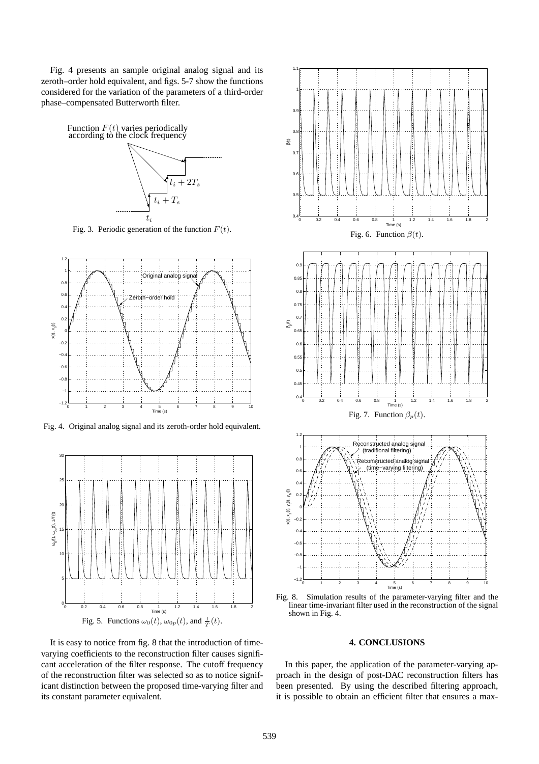Fig. 4 presents an sample original analog signal and its zeroth–order hold equivalent, and figs. 5-7 show the functions considered for the variation of the parameters of a third-order phase–compensated Butterworth filter.

Fig. 3. Periodic generation of the function $F(t)$.

Fig. 4. Original analog signal and its zeroth-order hold equivalent.

Fig. 5. Functions $\omega_0(t)$, $\omega_{0p}(t)$, and $\frac{1}{T}(t)$.

It is easy to notice from fig. 8 that the introduction of time-varying coefficients to the reconstruction filter causes significant acceleration of the filter response. The cutoff frequency of the reconstruction filter was selected so as to notice significant distinction between the proposed time-varying filter and its constant parameter equivalent.

Fig. 6. Function $\beta(t)$.

Fig. 7. Function $\beta_p(t)$.

Fig. 8. Simulation results of the parameter-varying filter and the linear time-invariant filter used in the reconstruction of the signal shown in Fig. 4.

## 4. CONCLUSIONS

In this paper, the application of the parameter-varying approach in the design of post-DAC reconstruction filters has been presented. By using the described filtering approach, it is possible to obtain an efficient filter that ensures a max-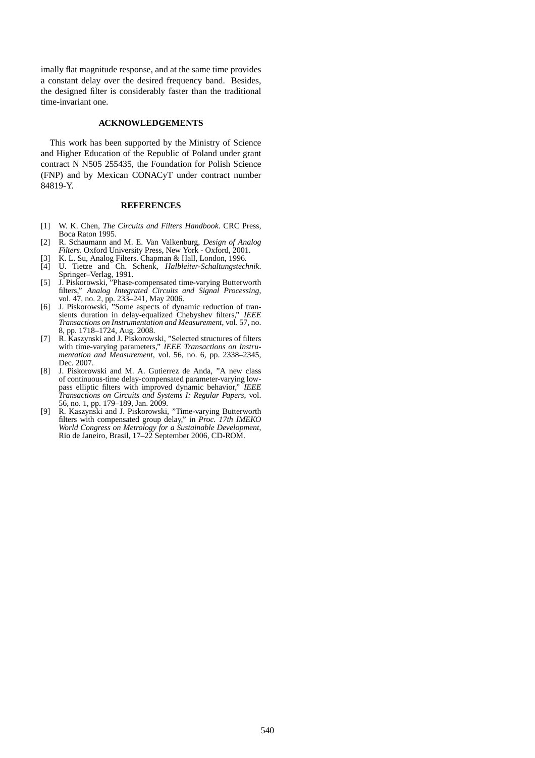imally flat magnitude response, and at the same time provides a constant delay over the desired frequency band. Besides, the designed filter is considerably faster than the traditional time-invariant one.

## ACKNOWLEDGEMENTS

This work has been supported by the Ministry of Science and Higher Education of the Republic of Poland under grant contract N N505 255435, the Foundation for Polish Science (FNP) and by Mexican CONACyT under contract number 84819-Y.

## REFERENCES

[1] W. K. Chen, *The Circuits and Filters Handbook*. CRC Press, Boca Raton 1995.

[2] R. Schaumann and M. E. Van Valkenburg, *Design of Analog Filters*. Oxford University Press, New York - Oxford, 2001.

[3] K. L. Su, Analog Filters. Chapman & Hall, London, 1996.

[4] U. Tietze and Ch. Schenk, *Halbleiter-Schaltungstechnik*. Springer–Verlag, 1991.

[5] J. Piskorowski, "Phase-compensated time-varying Butterworth filters," *Analog Integrated Circuits and Signal Processing*, vol. 47, no. 2, pp. 233–241, May 2006.

[6] J. Piskorowski, "Some aspects of dynamic reduction of transients duration in delay-equalized Chebyshev filters," *IEEE Transactions on Instrumentation and Measurement*, vol. 57, no. 8, pp. 1718–1724, Aug. 2008.

[7] R. Kaszynski and J. Piskorowski, "Selected structures of filters with time-varying parameters," *IEEE Transactions on Instrumentation and Measurement*, vol. 56, no. 6, pp. 2338–2345, Dec. 2007.

[8] J. Piskorowski and M. A. Gutierrez de Anda, "A new class of continuous-time delay-compensated parameter-varying low-pass elliptic filters with improved dynamic behavior," *IEEE Transactions on Circuits and Systems I: Regular Papers*, vol. 56, no. 1, pp. 179–189, Jan. 2009.

[9] R. Kaszynski and J. Piskorowski, "Time-varying Butterworth filters with compensated group delay," in *Proc. 17th IMEKO World Congress on Metrology for a Sustainable Development*, Rio de Janeiro, Brasil, 17–22 September 2006, CD-ROM.